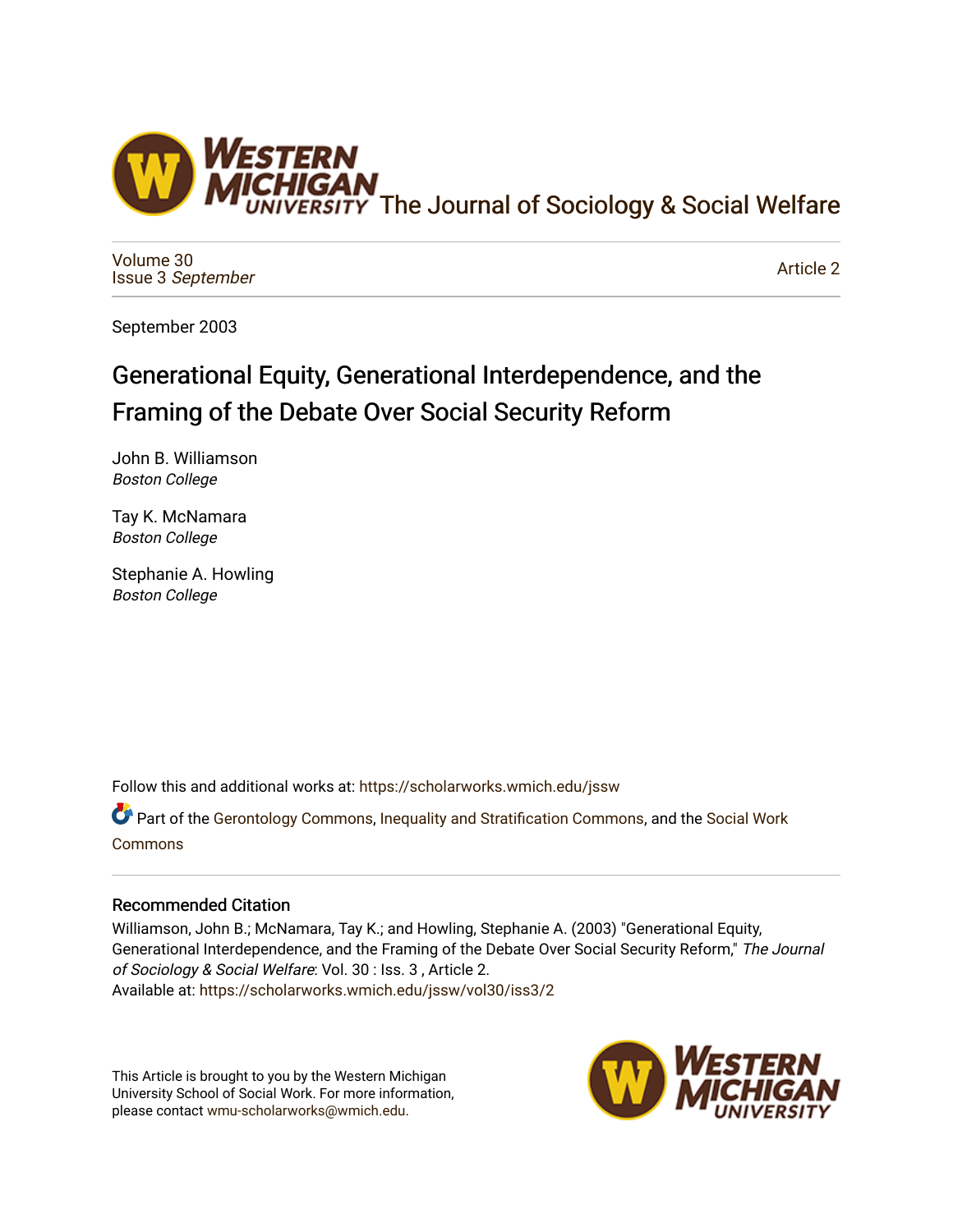The Journal of Sociology & Social Welfare

Volume 30
Issue 3 *September*

Article 2

September 2003

# Generational Equity, Generational Interdependence, and the Framing of the Debate Over Social Security Reform

John B. Williamson
*Boston College*

Tay K. McNamara
*Boston College*

Stephanie A. Howling
*Boston College*

Follow this and additional works at: https://scholarworks.wmich.edu/jssw

Part of the Gerontology Commons, Inequality and Stratification Commons, and the Social Work Commons

## Recommended Citation

Williamson, John B.; McNamara, Tay K.; and Howling, Stephanie A. (2003) "Generational Equity, Generational Interdependence, and the Framing of the Debate Over Social Security Reform," *The Journal of Sociology & Social Welfare*: Vol. 30 : Iss. 3 , Article 2.
Available at: https://scholarworks.wmich.edu/jssw/vol30/iss3/2

This Article is brought to you by the Western Michigan University School of Social Work. For more information, please contact wmu-scholarworks@wmich.edu.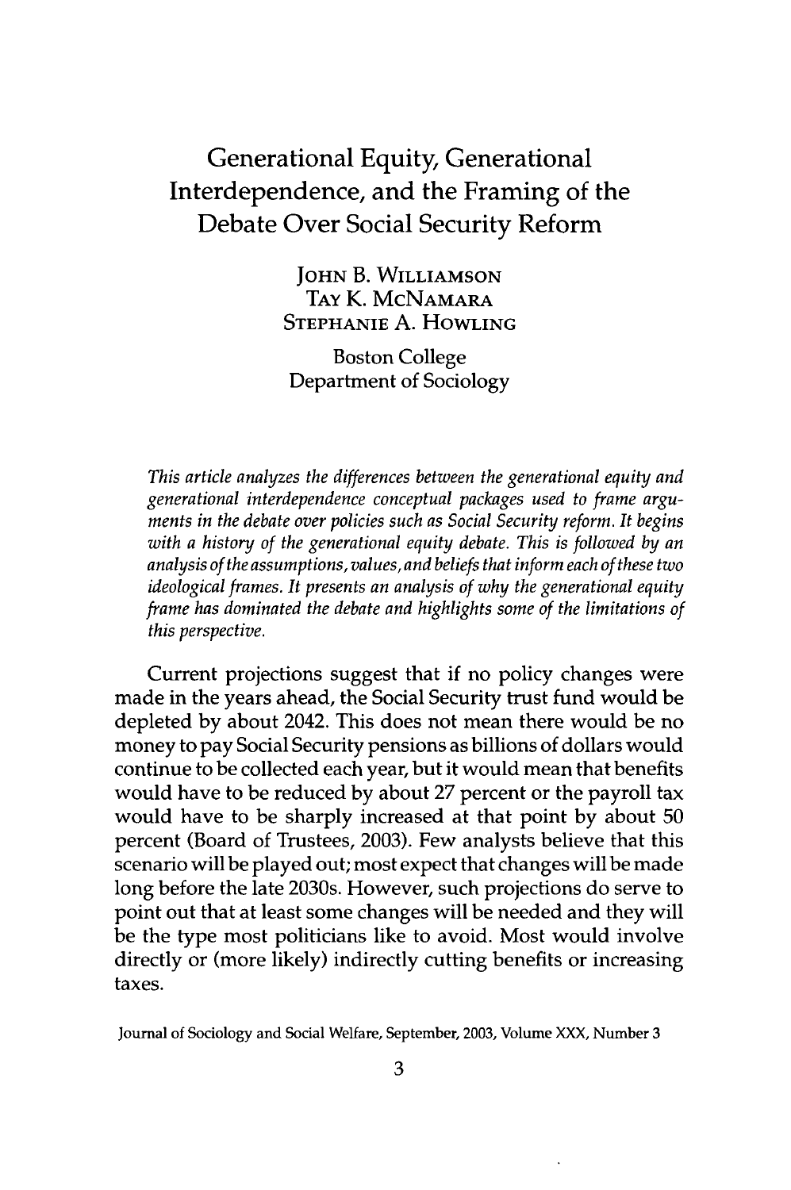# Generational Equity, Generational Interdependence, and the Framing of the Debate Over Social Security Reform

JOHN B. WILLIAMSON
TAY K. MCNAMARA
STEPHANIE A. HOWLING

Boston College
Department of Sociology

*This article analyzes the differences between the generational equity and generational interdependence conceptual packages used to frame arguments in the debate over policies such as Social Security reform. It begins with a history of the generational equity debate. This is followed by an analysis of the assumptions, values, and beliefs that inform each of these two ideological frames. It presents an analysis of why the generational equity frame has dominated the debate and highlights some of the limitations of this perspective.*

Current projections suggest that if no policy changes were made in the years ahead, the Social Security trust fund would be depleted by about 2042. This does not mean there would be no money to pay Social Security pensions as billions of dollars would continue to be collected each year, but it would mean that benefits would have to be reduced by about 27 percent or the payroll tax would have to be sharply increased at that point by about 50 percent (Board of Trustees, 2003). Few analysts believe that this scenario will be played out; most expect that changes will be made long before the late 2030s. However, such projections do serve to point out that at least some changes will be needed and they will be the type most politicians like to avoid. Most would involve directly or (more likely) indirectly cutting benefits or increasing taxes.

Journal of Sociology and Social Welfare, September, 2003, Volume XXX, Number 3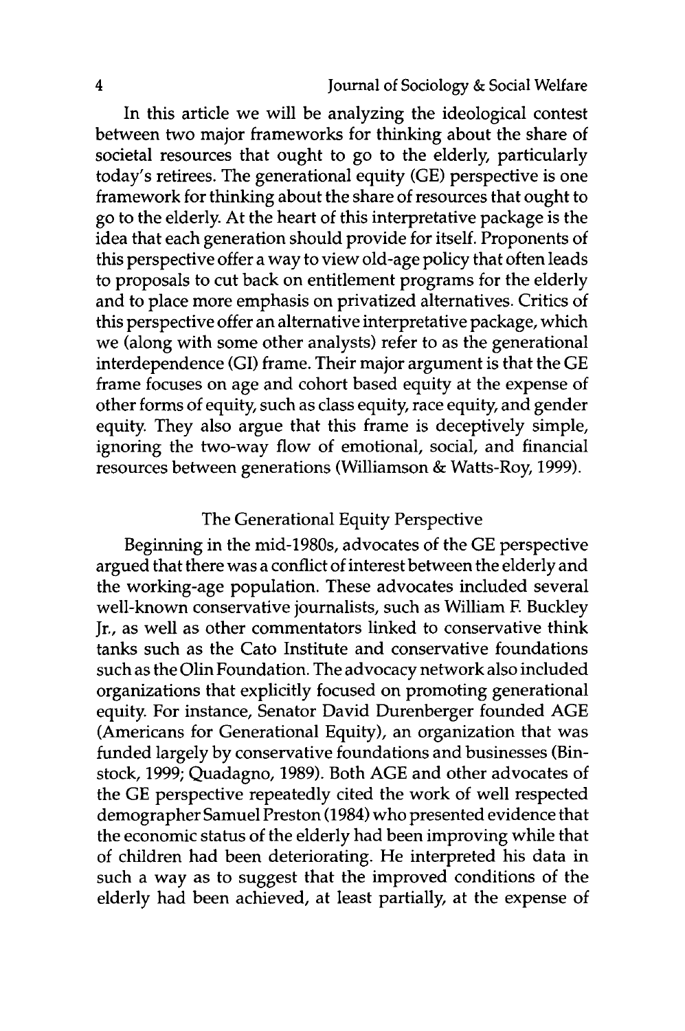In this article we will be analyzing the ideological contest between two major frameworks for thinking about the share of societal resources that ought to go to the elderly, particularly today's retirees. The generational equity (GE) perspective is one framework for thinking about the share of resources that ought to go to the elderly. At the heart of this interpretative package is the idea that each generation should provide for itself. Proponents of this perspective offer a way to view old-age policy that often leads to proposals to cut back on entitlement programs for the elderly and to place more emphasis on privatized alternatives. Critics of this perspective offer an alternative interpretative package, which we (along with some other analysts) refer to as the generational interdependence (GI) frame. Their major argument is that the GE frame focuses on age and cohort based equity at the expense of other forms of equity, such as class equity, race equity, and gender equity. They also argue that this frame is deceptively simple, ignoring the two-way flow of emotional, social, and financial resources between generations (Williamson & Watts-Roy, 1999).

## The Generational Equity Perspective

Beginning in the mid-1980s, advocates of the GE perspective argued that there was a conflict of interest between the elderly and the working-age population. These advocates included several well-known conservative journalists, such as William F. Buckley Jr., as well as other commentators linked to conservative think tanks such as the Cato Institute and conservative foundations such as the Olin Foundation. The advocacy network also included organizations that explicitly focused on promoting generational equity. For instance, Senator David Durenberger founded AGE (Americans for Generational Equity), an organization that was funded largely by conservative foundations and businesses (Binstock, 1999; Quadagno, 1989). Both AGE and other advocates of the GE perspective repeatedly cited the work of well respected demographer Samuel Preston (1984) who presented evidence that the economic status of the elderly had been improving while that of children had been deteriorating. He interpreted his data in such a way as to suggest that the improved conditions of the elderly had been achieved, at least partially, at the expense of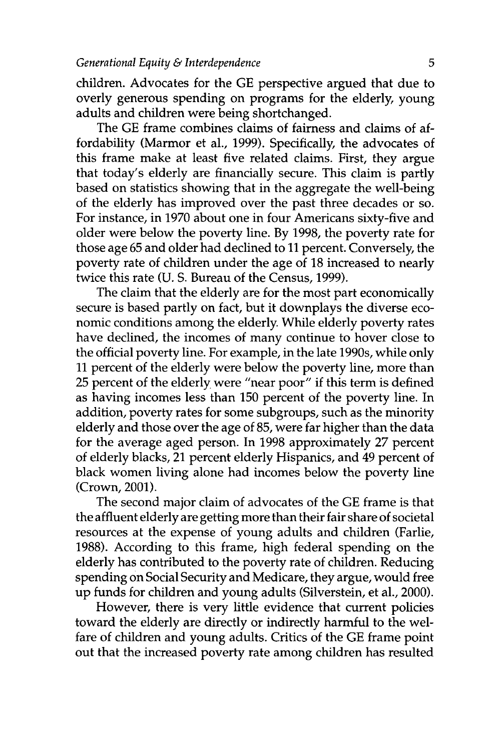children. Advocates for the GE perspective argued that due to overly generous spending on programs for the elderly, young adults and children were being shortchanged.

The GE frame combines claims of fairness and claims of affordability (Marmor et al., 1999). Specifically, the advocates of this frame make at least five related claims. First, they argue that today's elderly are financially secure. This claim is partly based on statistics showing that in the aggregate the well-being of the elderly has improved over the past three decades or so. For instance, in 1970 about one in four Americans sixty-five and older were below the poverty line. By 1998, the poverty rate for those age 65 and older had declined to 11 percent. Conversely, the poverty rate of children under the age of 18 increased to nearly twice this rate (U. S. Bureau of the Census, 1999).

The claim that the elderly are for the most part economically secure is based partly on fact, but it downplays the diverse economic conditions among the elderly. While elderly poverty rates have declined, the incomes of many continue to hover close to the official poverty line. For example, in the late 1990s, while only 11 percent of the elderly were below the poverty line, more than 25 percent of the elderly were "near poor" if this term is defined as having incomes less than 150 percent of the poverty line. In addition, poverty rates for some subgroups, such as the minority elderly and those over the age of 85, were far higher than the data for the average aged person. In 1998 approximately 27 percent of elderly blacks, 21 percent elderly Hispanics, and 49 percent of black women living alone had incomes below the poverty line (Crown, 2001).

The second major claim of advocates of the GE frame is that the affluent elderly are getting more than their fair share of societal resources at the expense of young adults and children (Farlie, 1988). According to this frame, high federal spending on the elderly has contributed to the poverty rate of children. Reducing spending on Social Security and Medicare, they argue, would free up funds for children and young adults (Silverstein, et al., 2000).

However, there is very little evidence that current policies toward the elderly are directly or indirectly harmful to the welfare of children and young adults. Critics of the GE frame point out that the increased poverty rate among children has resulted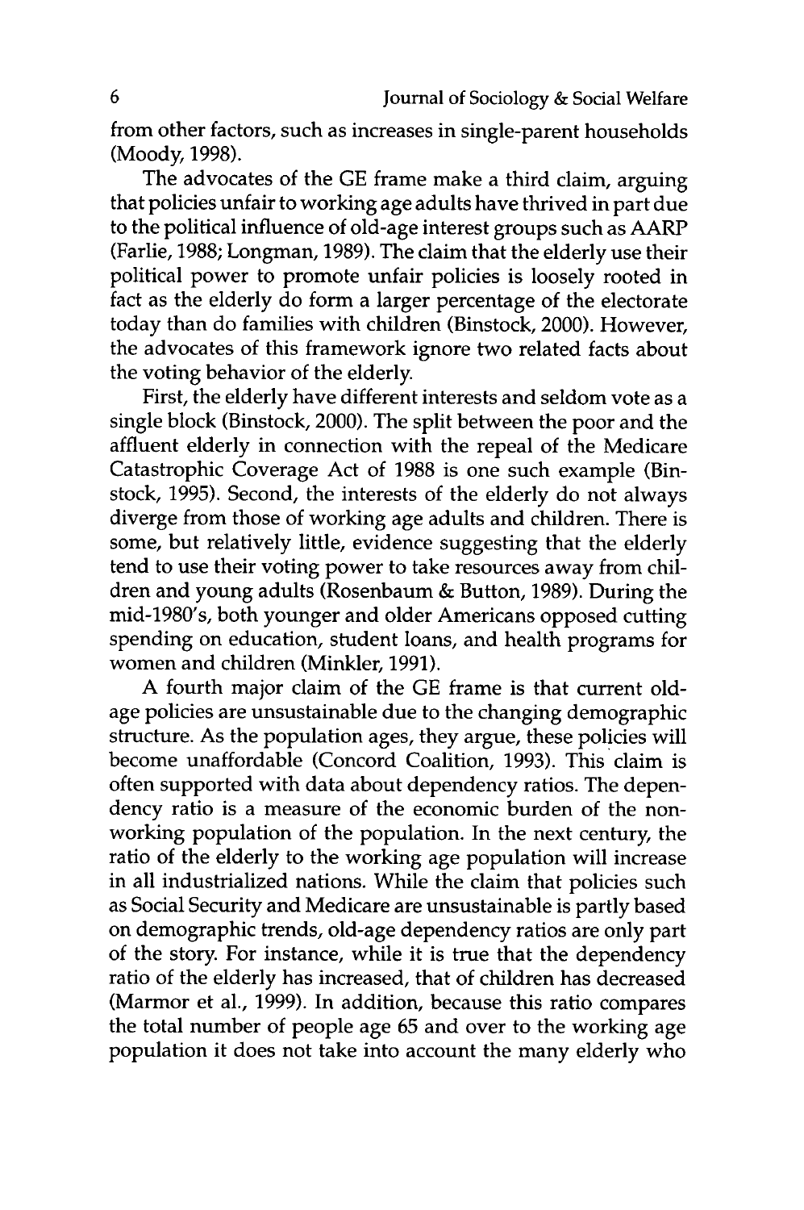from other factors, such as increases in single-parent households (Moody, 1998).

The advocates of the GE frame make a third claim, arguing that policies unfair to working age adults have thrived in part due to the political influence of old-age interest groups such as AARP (Farlie, 1988; Longman, 1989). The claim that the elderly use their political power to promote unfair policies is loosely rooted in fact as the elderly do form a larger percentage of the electorate today than do families with children (Binstock, 2000). However, the advocates of this framework ignore two related facts about the voting behavior of the elderly.

First, the elderly have different interests and seldom vote as a single block (Binstock, 2000). The split between the poor and the affluent elderly in connection with the repeal of the Medicare Catastrophic Coverage Act of 1988 is one such example (Binstock, 1995). Second, the interests of the elderly do not always diverge from those of working age adults and children. There is some, but relatively little, evidence suggesting that the elderly tend to use their voting power to take resources away from children and young adults (Rosenbaum & Button, 1989). During the mid-1980's, both younger and older Americans opposed cutting spending on education, student loans, and health programs for women and children (Minkler, 1991).

A fourth major claim of the GE frame is that current old-age policies are unsustainable due to the changing demographic structure. As the population ages, they argue, these policies will become unaffordable (Concord Coalition, 1993). This claim is often supported with data about dependency ratios. The dependency ratio is a measure of the economic burden of the non-working population of the population. In the next century, the ratio of the elderly to the working age population will increase in all industrialized nations. While the claim that policies such as Social Security and Medicare are unsustainable is partly based on demographic trends, old-age dependency ratios are only part of the story. For instance, while it is true that the dependency ratio of the elderly has increased, that of children has decreased (Marmor et al., 1999). In addition, because this ratio compares the total number of people age 65 and over to the working age population it does not take into account the many elderly who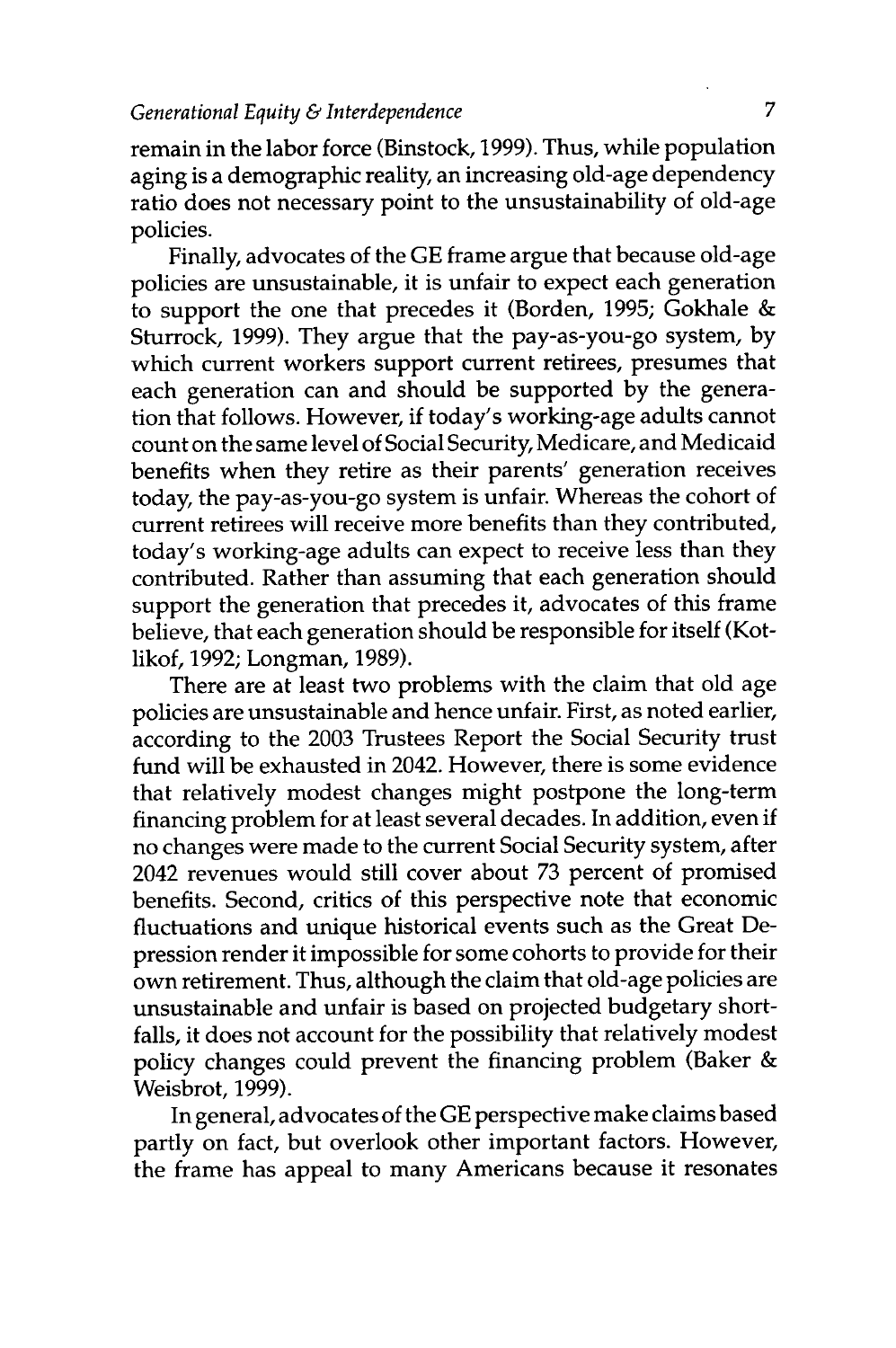remain in the labor force (Binstock, 1999). Thus, while population aging is a demographic reality, an increasing old-age dependency ratio does not necessary point to the unsustainability of old-age policies.

Finally, advocates of the GE frame argue that because old-age policies are unsustainable, it is unfair to expect each generation to support the one that precedes it (Borden, 1995; Gokhale & Sturrock, 1999). They argue that the pay-as-you-go system, by which current workers support current retirees, presumes that each generation can and should be supported by the generation that follows. However, if today's working-age adults cannot count on the same level of Social Security, Medicare, and Medicaid benefits when they retire as their parents' generation receives today, the pay-as-you-go system is unfair. Whereas the cohort of current retirees will receive more benefits than they contributed, today's working-age adults can expect to receive less than they contributed. Rather than assuming that each generation should support the generation that precedes it, advocates of this frame believe, that each generation should be responsible for itself (Kotlikof, 1992; Longman, 1989).

There are at least two problems with the claim that old age policies are unsustainable and hence unfair. First, as noted earlier, according to the 2003 Trustees Report the Social Security trust fund will be exhausted in 2042. However, there is some evidence that relatively modest changes might postpone the long-term financing problem for at least several decades. In addition, even if no changes were made to the current Social Security system, after 2042 revenues would still cover about 73 percent of promised benefits. Second, critics of this perspective note that economic fluctuations and unique historical events such as the Great Depression render it impossible for some cohorts to provide for their own retirement. Thus, although the claim that old-age policies are unsustainable and unfair is based on projected budgetary shortfalls, it does not account for the possibility that relatively modest policy changes could prevent the financing problem (Baker & Weisbrot, 1999).

In general, advocates of the GE perspective make claims based partly on fact, but overlook other important factors. However, the frame has appeal to many Americans because it resonates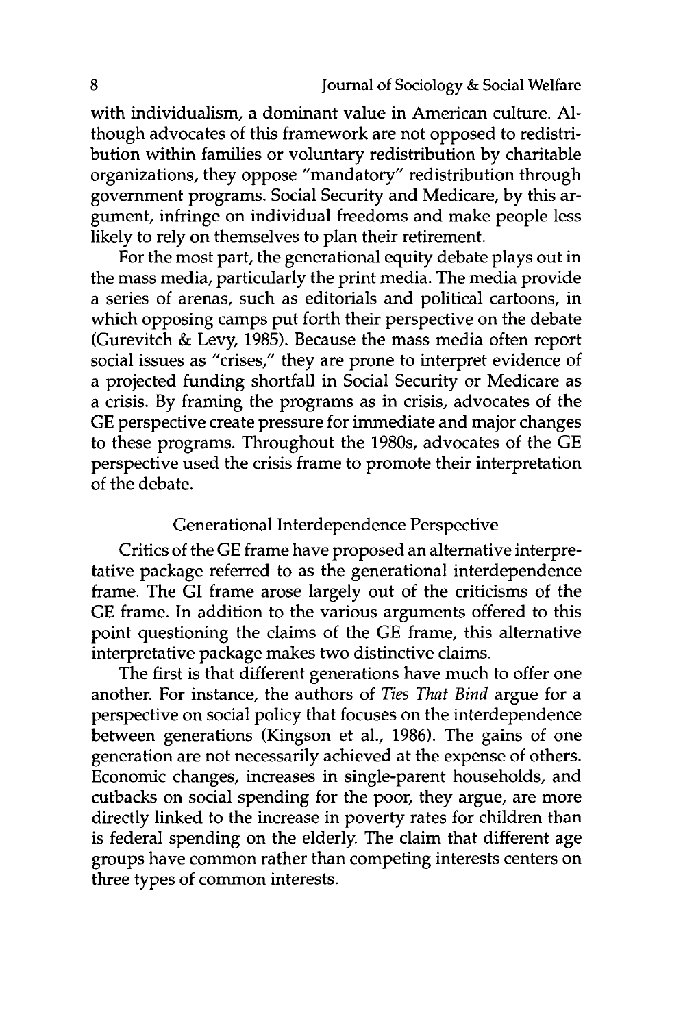with individualism, a dominant value in American culture. Although advocates of this framework are not opposed to redistribution within families or voluntary redistribution by charitable organizations, they oppose "mandatory" redistribution through government programs. Social Security and Medicare, by this argument, infringe on individual freedoms and make people less likely to rely on themselves to plan their retirement.

For the most part, the generational equity debate plays out in the mass media, particularly the print media. The media provide a series of arenas, such as editorials and political cartoons, in which opposing camps put forth their perspective on the debate (Gurevitch & Levy, 1985). Because the mass media often report social issues as "crises," they are prone to interpret evidence of a projected funding shortfall in Social Security or Medicare as a crisis. By framing the programs as in crisis, advocates of the GE perspective create pressure for immediate and major changes to these programs. Throughout the 1980s, advocates of the GE perspective used the crisis frame to promote their interpretation of the debate.

## Generational Interdependence Perspective

Critics of the GE frame have proposed an alternative interpretative package referred to as the generational interdependence frame. The GI frame arose largely out of the criticisms of the GE frame. In addition to the various arguments offered to this point questioning the claims of the GE frame, this alternative interpretative package makes two distinctive claims.

The first is that different generations have much to offer one another. For instance, the authors of *Ties That Bind* argue for a perspective on social policy that focuses on the interdependence between generations (Kingson et al., 1986). The gains of one generation are not necessarily achieved at the expense of others. Economic changes, increases in single-parent households, and cutbacks on social spending for the poor, they argue, are more directly linked to the increase in poverty rates for children than is federal spending on the elderly. The claim that different age groups have common rather than competing interests centers on three types of common interests.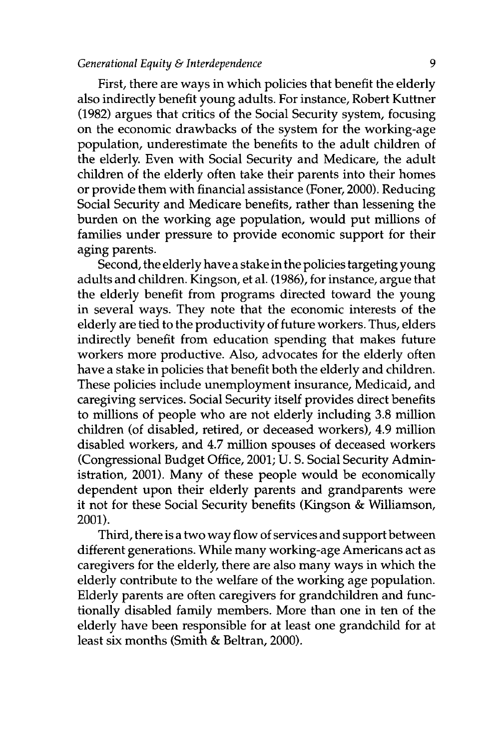First, there are ways in which policies that benefit the elderly also indirectly benefit young adults. For instance, Robert Kuttner (1982) argues that critics of the Social Security system, focusing on the economic drawbacks of the system for the working-age population, underestimate the benefits to the adult children of the elderly. Even with Social Security and Medicare, the adult children of the elderly often take their parents into their homes or provide them with financial assistance (Foner, 2000). Reducing Social Security and Medicare benefits, rather than lessening the burden on the working age population, would put millions of families under pressure to provide economic support for their aging parents.

Second, the elderly have a stake in the policies targeting young adults and children. Kingson, et al. (1986), for instance, argue that the elderly benefit from programs directed toward the young in several ways. They note that the economic interests of the elderly are tied to the productivity of future workers. Thus, elders indirectly benefit from education spending that makes future workers more productive. Also, advocates for the elderly often have a stake in policies that benefit both the elderly and children. These policies include unemployment insurance, Medicaid, and caregiving services. Social Security itself provides direct benefits to millions of people who are not elderly including 3.8 million children (of disabled, retired, or deceased workers), 4.9 million disabled workers, and 4.7 million spouses of deceased workers (Congressional Budget Office, 2001; U. S. Social Security Administration, 2001). Many of these people would be economically dependent upon their elderly parents and grandparents were it not for these Social Security benefits (Kingson & Williamson, 2001).

Third, there is a two way flow of services and support between different generations. While many working-age Americans act as caregivers for the elderly, there are also many ways in which the elderly contribute to the welfare of the working age population. Elderly parents are often caregivers for grandchildren and functionally disabled family members. More than one in ten of the elderly have been responsible for at least one grandchild for at least six months (Smith & Beltran, 2000).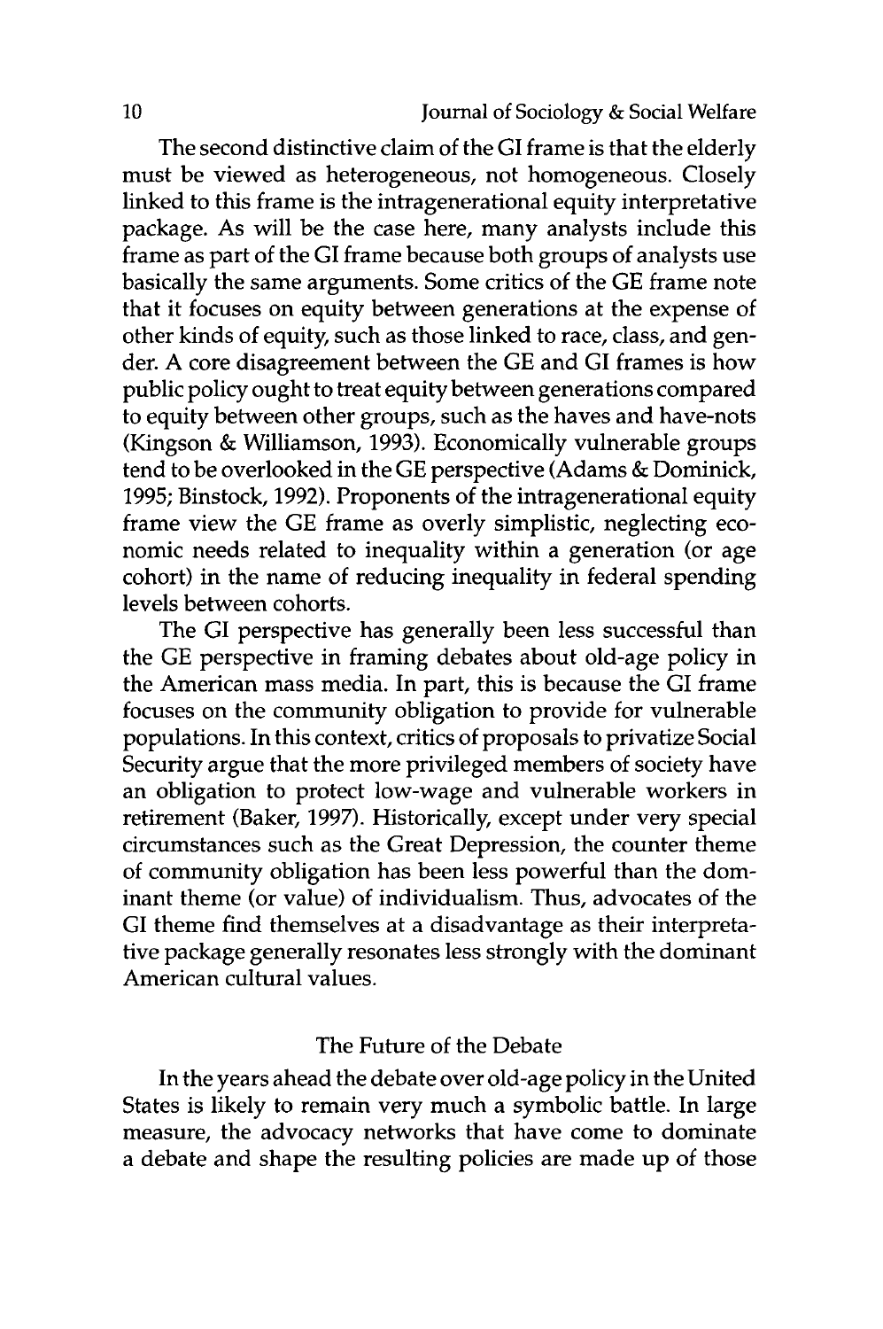The second distinctive claim of the GI frame is that the elderly must be viewed as heterogeneous, not homogeneous. Closely linked to this frame is the intragenerational equity interpretative package. As will be the case here, many analysts include this frame as part of the GI frame because both groups of analysts use basically the same arguments. Some critics of the GE frame note that it focuses on equity between generations at the expense of other kinds of equity, such as those linked to race, class, and gender. A core disagreement between the GE and GI frames is how public policy ought to treat equity between generations compared to equity between other groups, such as the haves and have-nots (Kingson & Williamson, 1993). Economically vulnerable groups tend to be overlooked in the GE perspective (Adams & Dominick, 1995; Binstock, 1992). Proponents of the intragenerational equity frame view the GE frame as overly simplistic, neglecting economic needs related to inequality within a generation (or age cohort) in the name of reducing inequality in federal spending levels between cohorts.

The GI perspective has generally been less successful than the GE perspective in framing debates about old-age policy in the American mass media. In part, this is because the GI frame focuses on the community obligation to provide for vulnerable populations. In this context, critics of proposals to privatize Social Security argue that the more privileged members of society have an obligation to protect low-wage and vulnerable workers in retirement (Baker, 1997). Historically, except under very special circumstances such as the Great Depression, the counter theme of community obligation has been less powerful than the dominant theme (or value) of individualism. Thus, advocates of the GI theme find themselves at a disadvantage as their interpretative package generally resonates less strongly with the dominant American cultural values.

## The Future of the Debate

In the years ahead the debate over old-age policy in the United States is likely to remain very much a symbolic battle. In large measure, the advocacy networks that have come to dominate a debate and shape the resulting policies are made up of those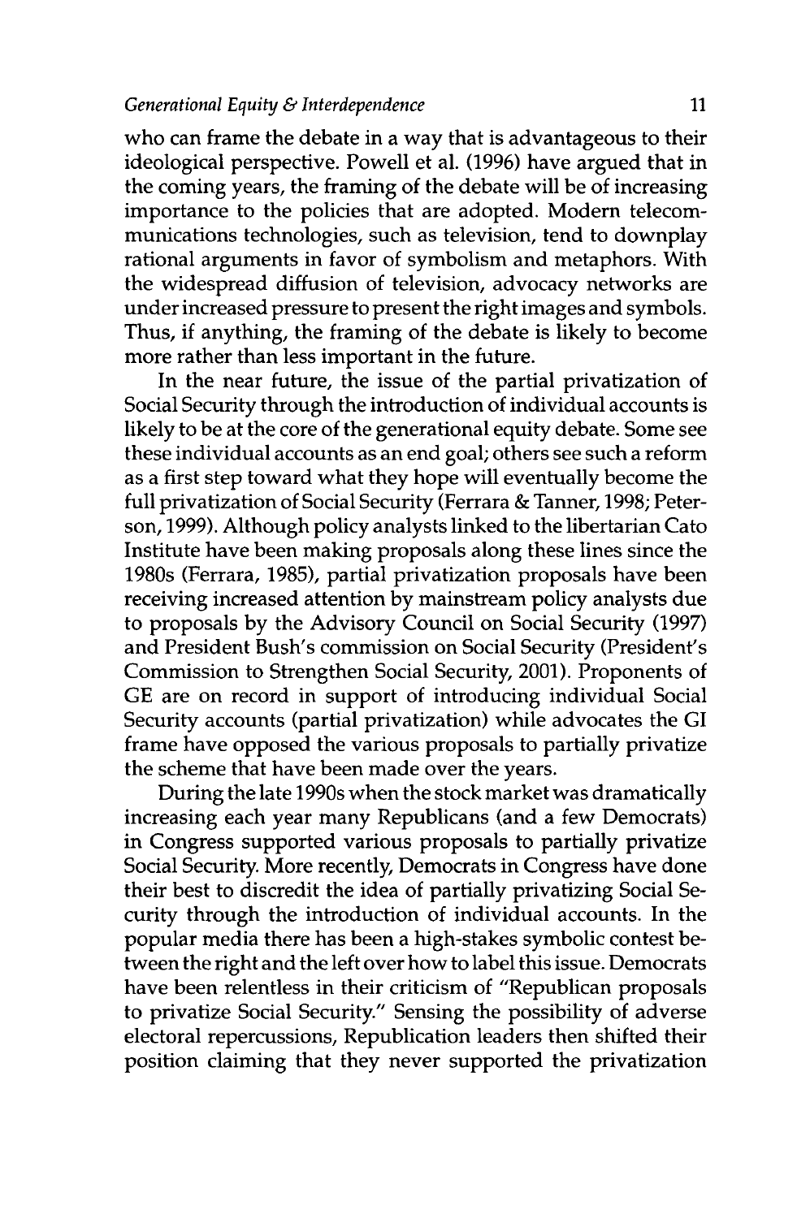who can frame the debate in a way that is advantageous to their ideological perspective. Powell et al. (1996) have argued that in the coming years, the framing of the debate will be of increasing importance to the policies that are adopted. Modern telecommunications technologies, such as television, tend to downplay rational arguments in favor of symbolism and metaphors. With the widespread diffusion of television, advocacy networks are under increased pressure to present the right images and symbols. Thus, if anything, the framing of the debate is likely to become more rather than less important in the future.

In the near future, the issue of the partial privatization of Social Security through the introduction of individual accounts is likely to be at the core of the generational equity debate. Some see these individual accounts as an end goal; others see such a reform as a first step toward what they hope will eventually become the full privatization of Social Security (Ferrara & Tanner, 1998; Peterson, 1999). Although policy analysts linked to the libertarian Cato Institute have been making proposals along these lines since the 1980s (Ferrara, 1985), partial privatization proposals have been receiving increased attention by mainstream policy analysts due to proposals by the Advisory Council on Social Security (1997) and President Bush's commission on Social Security (President's Commission to Strengthen Social Security, 2001). Proponents of GE are on record in support of introducing individual Social Security accounts (partial privatization) while advocates the GI frame have opposed the various proposals to partially privatize the scheme that have been made over the years.

During the late 1990s when the stock market was dramatically increasing each year many Republicans (and a few Democrats) in Congress supported various proposals to partially privatize Social Security. More recently, Democrats in Congress have done their best to discredit the idea of partially privatizing Social Security through the introduction of individual accounts. In the popular media there has been a high-stakes symbolic contest between the right and the left over how to label this issue. Democrats have been relentless in their criticism of "Republican proposals to privatize Social Security." Sensing the possibility of adverse electoral repercussions, Republication leaders then shifted their position claiming that they never supported the privatization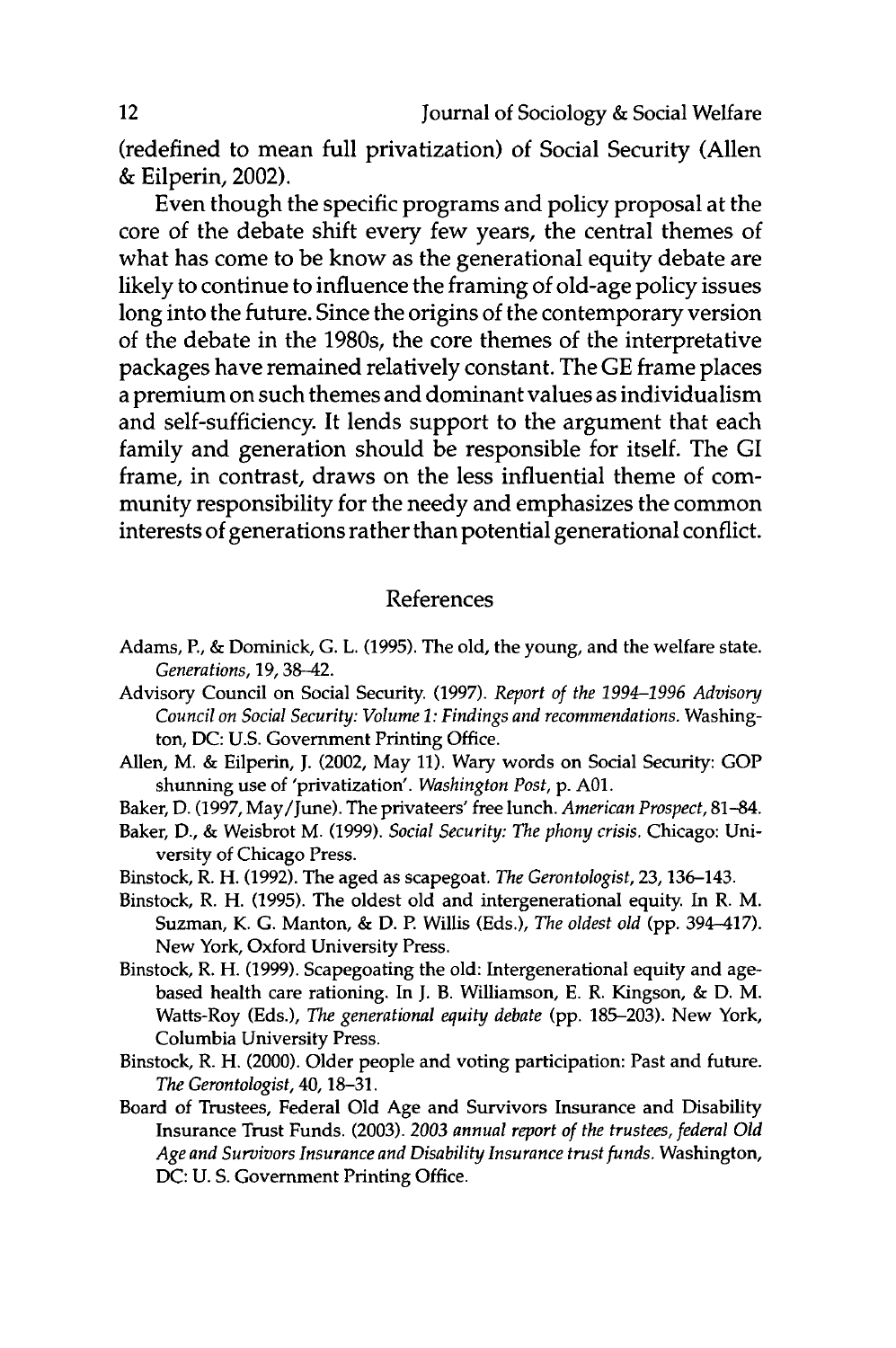(redefined to mean full privatization) of Social Security (Allen & Eilperin, 2002).

Even though the specific programs and policy proposal at the core of the debate shift every few years, the central themes of what has come to be know as the generational equity debate are likely to continue to influence the framing of old-age policy issues long into the future. Since the origins of the contemporary version of the debate in the 1980s, the core themes of the interpretative packages have remained relatively constant. The GE frame places a premium on such themes and dominant values as individualism and self-sufficiency. It lends support to the argument that each family and generation should be responsible for itself. The GI frame, in contrast, draws on the less influential theme of community responsibility for the needy and emphasizes the common interests of generations rather than potential generational conflict.

## References

Adams, P., & Dominick, G. L. (1995). The old, the young, and the welfare state. *Generations*, 19, 38–42.

Advisory Council on Social Security. (1997). *Report of the 1994–1996 Advisory Council on Social Security: Volume 1: Findings and recommendations.* Washington, DC: U.S. Government Printing Office.

Allen, M. & Eilperin, J. (2002, May 11). Wary words on Social Security: GOP shunning use of 'privatization'. *Washington Post*, p. A01.

Baker, D. (1997, May/June). The privateers' free lunch. *American Prospect*, 81–84.

Baker, D., & Weisbrot M. (1999). *Social Security: The phony crisis.* Chicago: University of Chicago Press.

Binstock, R. H. (1992). The aged as scapegoat. *The Gerontologist*, 23, 136–143.

Binstock, R. H. (1995). The oldest old and intergenerational equity. In R. M. Suzman, K. G. Manton, & D. P. Willis (Eds.), *The oldest old* (pp. 394–417). New York, Oxford University Press.

Binstock, R. H. (1999). Scapegoating the old: Intergenerational equity and age-based health care rationing. In J. B. Williamson, E. R. Kingson, & D. M. Watts-Roy (Eds.), *The generational equity debate* (pp. 185–203). New York, Columbia University Press.

Binstock, R. H. (2000). Older people and voting participation: Past and future. *The Gerontologist*, 40, 18–31.

Board of Trustees, Federal Old Age and Survivors Insurance and Disability Insurance Trust Funds. (2003). *2003 annual report of the trustees, federal Old Age and Survivors Insurance and Disability Insurance trust funds.* Washington, DC: U. S. Government Printing Office.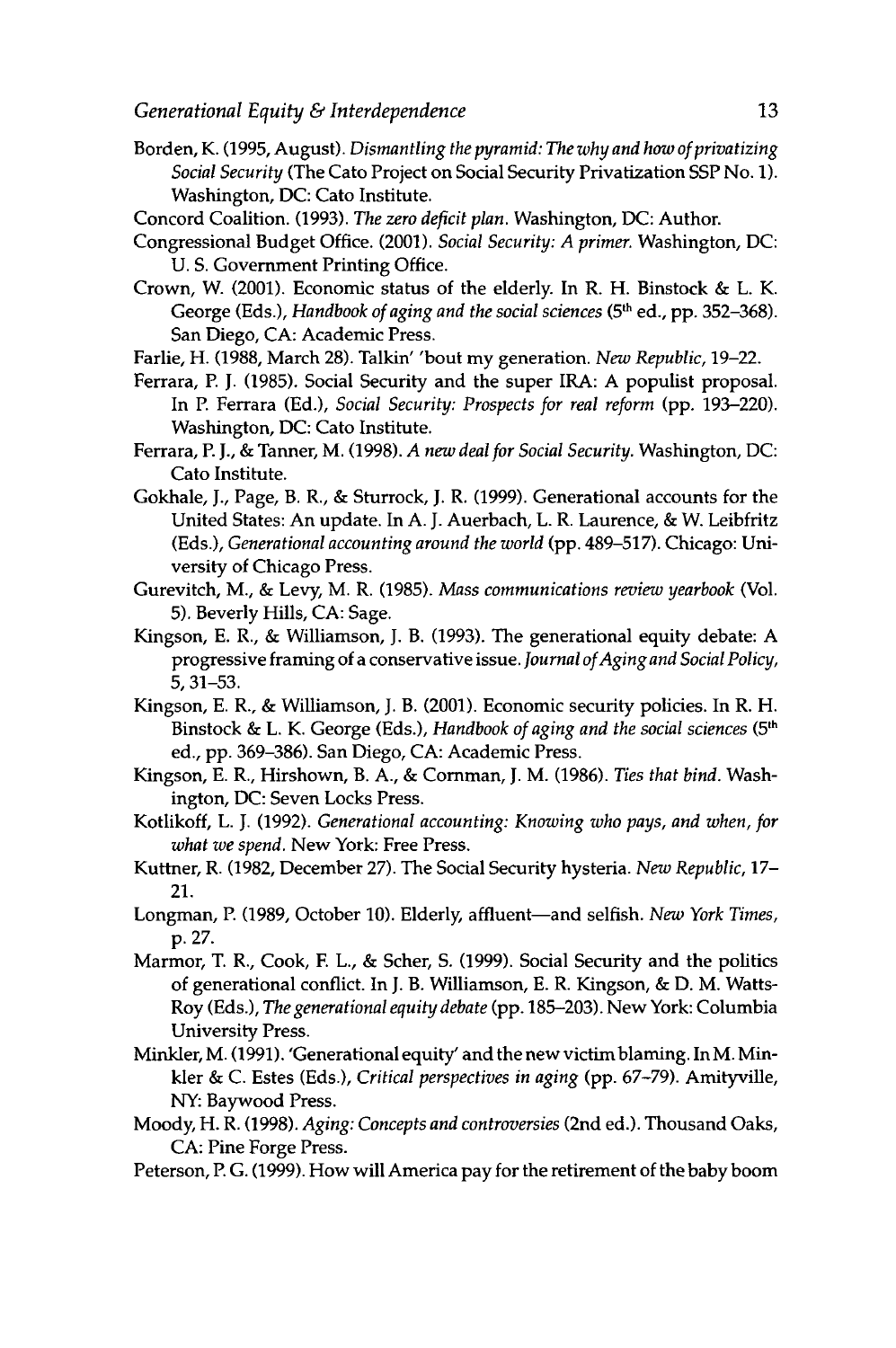Borden, K. (1995, August). *Dismantling the pyramid: The why and how of privatizing Social Security* (The Cato Project on Social Security Privatization SSP No. 1). Washington, DC: Cato Institute.

Concord Coalition. (1993). *The zero deficit plan*. Washington, DC: Author.

Congressional Budget Office. (2001). *Social Security: A primer*. Washington, DC: U. S. Government Printing Office.

Crown, W. (2001). Economic status of the elderly. In R. H. Binstock & L. K. George (Eds.), *Handbook of aging and the social sciences* (5th ed., pp. 352–368). San Diego, CA: Academic Press.

Farlie, H. (1988, March 28). Talkin' 'bout my generation. *New Republic*, 19–22.

Ferrara, P. J. (1985). Social Security and the super IRA: A populist proposal. In P. Ferrara (Ed.), *Social Security: Prospects for real reform* (pp. 193–220). Washington, DC: Cato Institute.

Ferrara, P. J., & Tanner, M. (1998). *A new deal for Social Security*. Washington, DC: Cato Institute.

Gokhale, J., Page, B. R., & Sturrock, J. R. (1999). Generational accounts for the United States: An update. In A. J. Auerbach, L. R. Laurence, & W. Leibfritz (Eds.), *Generational accounting around the world* (pp. 489–517). Chicago: University of Chicago Press.

Gurevitch, M., & Levy, M. R. (1985). *Mass communications review yearbook* (Vol. 5). Beverly Hills, CA: Sage.

Kingson, E. R., & Williamson, J. B. (1993). The generational equity debate: A progressive framing of a conservative issue. *Journal of Aging and Social Policy*, 5, 31–53.

Kingson, E. R., & Williamson, J. B. (2001). Economic security policies. In R. H. Binstock & L. K. George (Eds.), *Handbook of aging and the social sciences* (5th ed., pp. 369–386). San Diego, CA: Academic Press.

Kingson, E. R., Hirshown, B. A., & Cornman, J. M. (1986). *Ties that bind*. Washington, DC: Seven Locks Press.

Kotlikoff, L. J. (1992). *Generational accounting: Knowing who pays, and when, for what we spend*. New York: Free Press.

Kuttner, R. (1982, December 27). The Social Security hysteria. *New Republic*, 17–21.

Longman, P. (1989, October 10). Elderly, affluent—and selfish. *New York Times*, p. 27.

Marmor, T. R., Cook, F. L., & Scher, S. (1999). Social Security and the politics of generational conflict. In J. B. Williamson, E. R. Kingson, & D. M. Watts-Roy (Eds.), *The generational equity debate* (pp. 185–203). New York: Columbia University Press.

Minkler, M. (1991). 'Generational equity' and the new victim blaming. In M. Minkler & C. Estes (Eds.), *Critical perspectives in aging* (pp. 67–79). Amityville, NY: Baywood Press.

Moody, H. R. (1998). *Aging: Concepts and controversies* (2nd ed.). Thousand Oaks, CA: Pine Forge Press.

Peterson, P. G. (1999). How will America pay for the retirement of the baby boom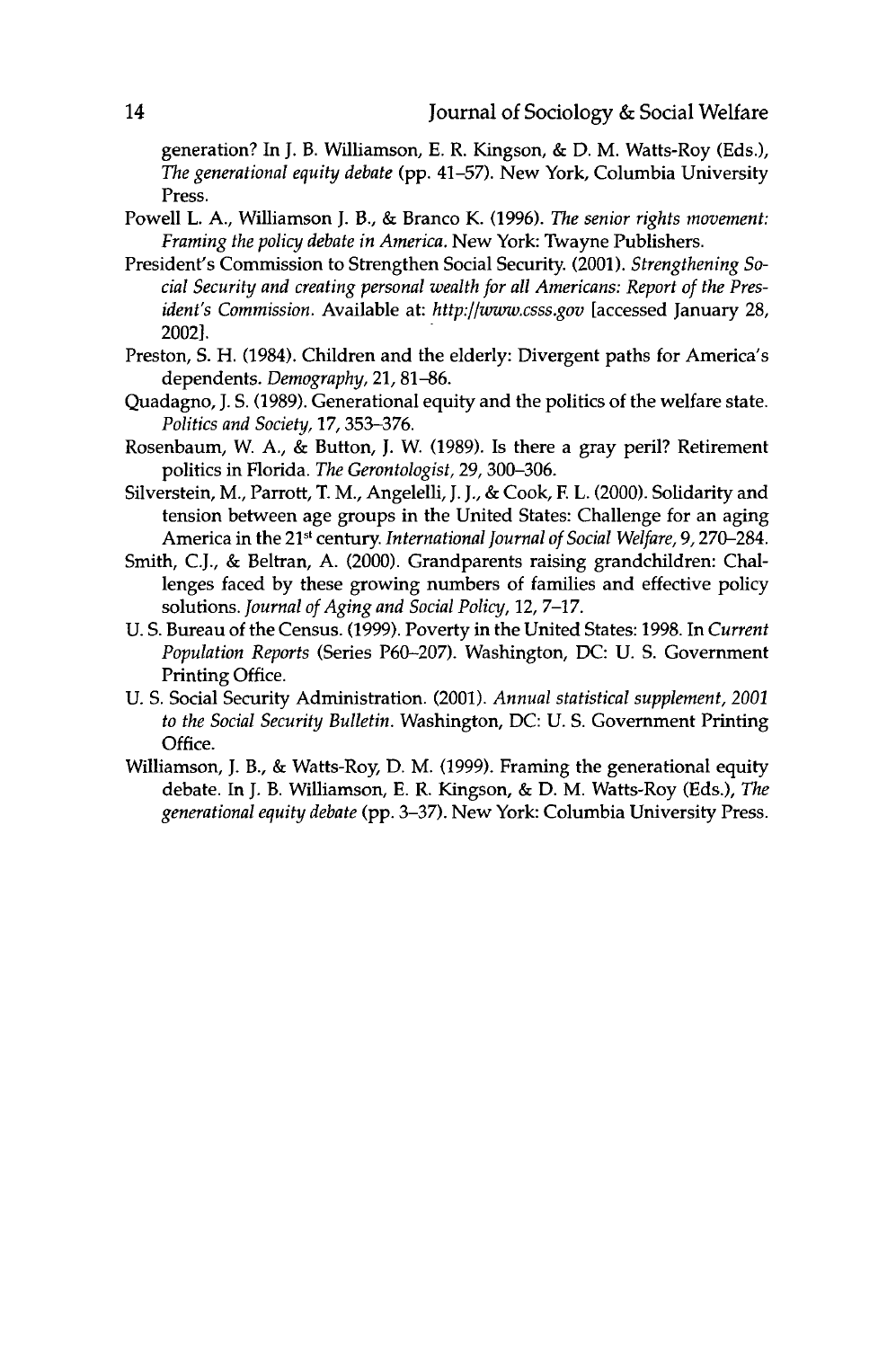generation? In J. B. Williamson, E. R. Kingson, & D. M. Watts-Roy (Eds.), *The generational equity debate* (pp. 41–57). New York, Columbia University Press.

Powell L. A., Williamson J. B., & Branco K. (1996). *The senior rights movement: Framing the policy debate in America.* New York: Twayne Publishers.

President's Commission to Strengthen Social Security. (2001). *Strengthening Social Security and creating personal wealth for all Americans: Report of the President's Commission.* Available at: *http://www.csss.gov* [accessed January 28, 2002].

Preston, S. H. (1984). Children and the elderly: Divergent paths for America's dependents. *Demography,* 21, 81–86.

Quadagno, J. S. (1989). Generational equity and the politics of the welfare state. *Politics and Society,* 17, 353–376.

Rosenbaum, W. A., & Button, J. W. (1989). Is there a gray peril? Retirement politics in Florida. *The Gerontologist,* 29, 300–306.

Silverstein, M., Parrott, T. M., Angelelli, J. J., & Cook, F. L. (2000). Solidarity and tension between age groups in the United States: Challenge for an aging America in the 21st century. *International Journal of Social Welfare,* 9, 270–284.

Smith, C.J., & Beltran, A. (2000). Grandparents raising grandchildren: Challenges faced by these growing numbers of families and effective policy solutions. *Journal of Aging and Social Policy,* 12, 7–17.

U. S. Bureau of the Census. (1999). Poverty in the United States: 1998. In *Current Population Reports* (Series P60–207). Washington, DC: U. S. Government Printing Office.

U. S. Social Security Administration. (2001). *Annual statistical supplement, 2001 to the Social Security Bulletin.* Washington, DC: U. S. Government Printing Office.

Williamson, J. B., & Watts-Roy, D. M. (1999). Framing the generational equity debate. In J. B. Williamson, E. R. Kingson, & D. M. Watts-Roy (Eds.), *The generational equity debate* (pp. 3–37). New York: Columbia University Press.